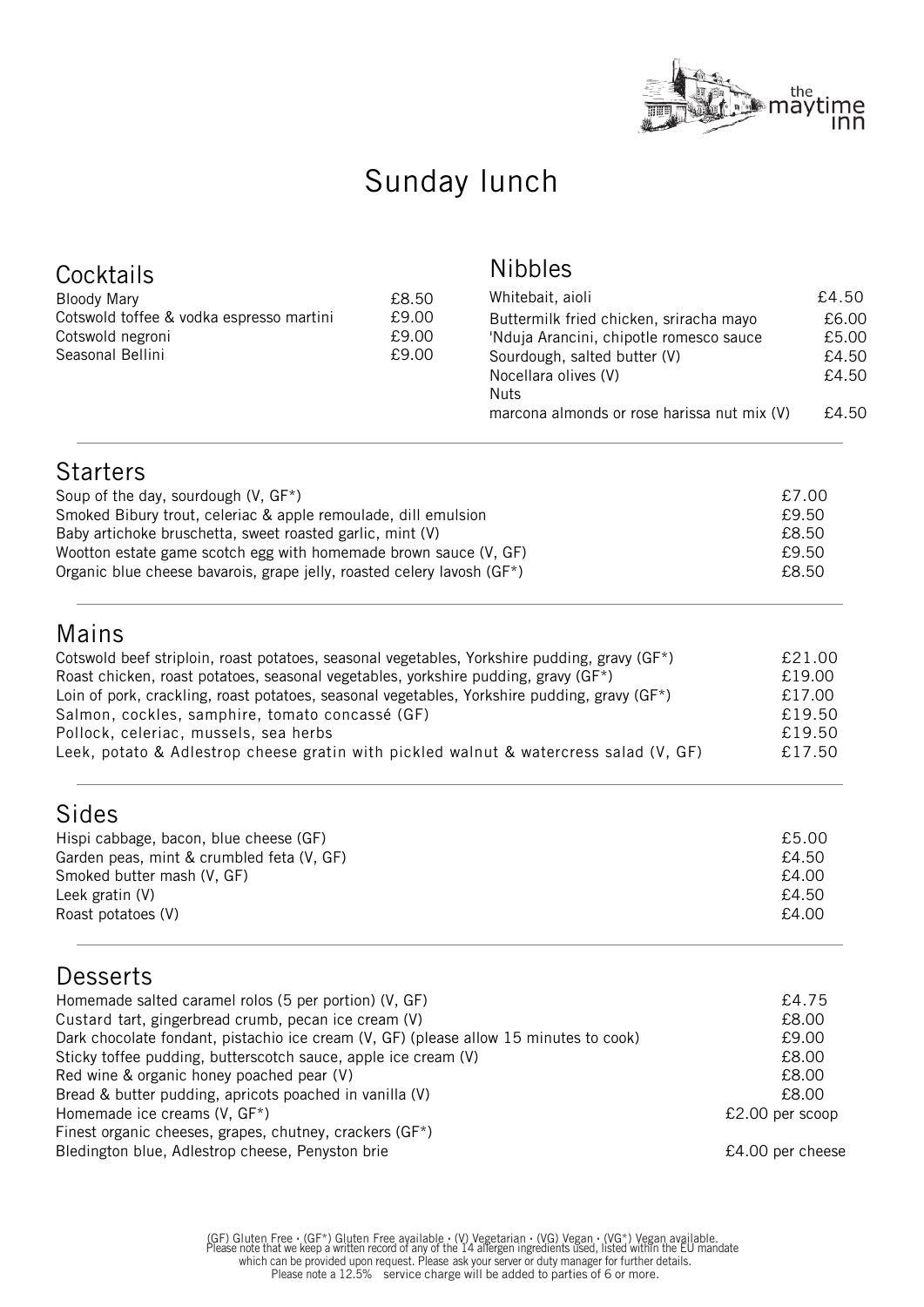the maytime inn

# Sunday lunch

## Cocktails

| Item | Price |
|---|---|
| Bloody Mary | £8.50 |
| Cotswold toffee & vodka espresso martini | £9.00 |
| Cotswold negroni | £9.00 |
| Seasonal Bellini | £9.00 |

## Nibbles

| Item | Price |
|---|---|
| Whitebait, aioli | £4.50 |
| Buttermilk fried chicken, sriracha mayo | £6.00 |
| 'Nduja Arancini, chipotle romesco sauce | £5.00 |
| Sourdough, salted butter (V) | £4.50 |
| Nocellara olives (V) | £4.50 |
| Nuts<br>marcona almonds or rose harissa nut mix (V) | £4.50 |

## Starters

| Item | Price |
|---|---|
| Soup of the day, sourdough (V, GF*) | £7.00 |
| Smoked Bibury trout, celeriac & apple remoulade, dill emulsion | £9.50 |
| Baby artichoke bruschetta, sweet roasted garlic, mint (V) | £8.50 |
| Wootton estate game scotch egg with homemade brown sauce (V, GF) | £9.50 |
| Organic blue cheese bavarois, grape jelly, roasted celery lavosh (GF*) | £8.50 |

## Mains

| Item | Price |
|---|---|
| Cotswold beef striploin, roast potatoes, seasonal vegetables, Yorkshire pudding, gravy (GF*) | £21.00 |
| Roast chicken, roast potatoes, seasonal vegetables, yorkshire pudding, gravy (GF*) | £19.00 |
| Loin of pork, crackling, roast potatoes, seasonal vegetables, Yorkshire pudding, gravy (GF*) | £17.00 |
| Salmon, cockles, samphire, tomato concassé (GF) | £19.50 |
| Pollock, celeriac, mussels, sea herbs | £19.50 |
| Leek, potato & Adlestrop cheese gratin with pickled walnut & watercress salad (V, GF) | £17.50 |

## Sides

| Item | Price |
|---|---|
| Hispi cabbage, bacon, blue cheese (GF) | £5.00 |
| Garden peas, mint & crumbled feta (V, GF) | £4.50 |
| Smoked butter mash (V, GF) | £4.00 |
| Leek gratin (V) | £4.50 |
| Roast potatoes (V) | £4.00 |

## Desserts

| Item | Price |
|---|---|
| Homemade salted caramel rolos (5 per portion) (V, GF) | £4.75 |
| Custard tart, gingerbread crumb, pecan ice cream (V) | £8.00 |
| Dark chocolate fondant, pistachio ice cream (V, GF) (please allow 15 minutes to cook) | £9.00 |
| Sticky toffee pudding, butterscotch sauce, apple ice cream (V) | £8.00 |
| Red wine & organic honey poached pear (V) | £8.00 |
| Bread & butter pudding, apricots poached in vanilla (V) | £8.00 |
| Homemade ice creams (V, GF*) | £2.00 per scoop |
| Finest organic cheeses, grapes, chutney, crackers (GF*)<br>Bledington blue, Adlestrop cheese, Penyston brie | £4.00 per cheese |

(GF) Gluten Free • (GF*) Gluten Free available • (V) Vegetarian • (VG) Vegan • (VG*) Vegan available.
Please note that we keep a written record of any of the 14 allergen ingredients used, listed within the EU mandate which can be provided upon request. Please ask your server or duty manager for further details.
Please note a 12.5% service charge will be added to parties of 6 or more.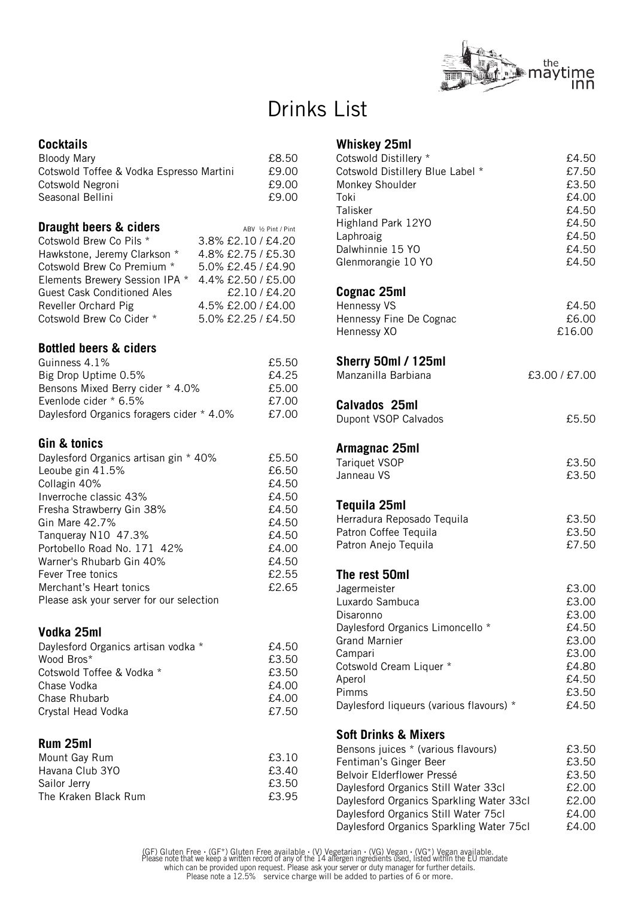the maytime inn

# Drinks List

## Cocktails

| | |
|---|---|
| Bloody Mary | £8.50 |
| Cotswold Toffee & Vodka Espresso Martini | £9.00 |
| Cotswold Negroni | £9.00 |
| Seasonal Bellini | £9.00 |

## Draught beers & ciders

| | ABV | ½ Pint / Pint |
|---|---|---|
| Cotswold Brew Co Pils * | 3.8% | £2.10 / £4.20 |
| Hawkstone, Jeremy Clarkson * | 4.8% | £2.75 / £5.30 |
| Cotswold Brew Co Premium * | 5.0% | £2.45 / £4.90 |
| Elements Brewery Session IPA * | 4.4% | £2.50 / £5.00 |
| Guest Cask Conditioned Ales | | £2.10 / £4.20 |
| Reveller Orchard Pig | 4.5% | £2.00 / £4.00 |
| Cotswold Brew Co Cider * | 5.0% | £2.25 / £4.50 |

## Bottled beers & ciders

| | |
|---|---|
| Guinness 4.1% | £5.50 |
| Big Drop Uptime 0.5% | £4.25 |
| Bensons Mixed Berry cider * 4.0% | £5.00 |
| Evenlode cider * 6.5% | £7.00 |
| Daylesford Organics foragers cider * 4.0% | £7.00 |

## Gin & tonics

| | |
|---|---|
| Daylesford Organics artisan gin * 40% | £5.50 |
| Leoube gin 41.5% | £6.50 |
| Collagin 40% | £4.50 |
| Inverroche classic 43% | £4.50 |
| Fresha Strawberry Gin 38% | £4.50 |
| Gin Mare 42.7% | £4.50 |
| Tanqueray N10 47.3% | £4.50 |
| Portobello Road No. 171 42% | £4.00 |
| Warner's Rhubarb Gin 40% | £4.50 |
| Fever Tree tonics | £2.55 |
| Merchant's Heart tonics | £2.65 |

Please ask your server for our selection

## Vodka 25ml

| | |
|---|---|
| Daylesford Organics artisan vodka * | £4.50 |
| Wood Bros* | £3.50 |
| Cotswold Toffee & Vodka * | £3.50 |
| Chase Vodka | £4.00 |
| Chase Rhubarb | £4.00 |
| Crystal Head Vodka | £7.50 |

## Rum 25ml

| | |
|---|---|
| Mount Gay Rum | £3.10 |
| Havana Club 3YO | £3.40 |
| Sailor Jerry | £3.50 |
| The Kraken Black Rum | £3.95 |

## Whiskey 25ml

| | |
|---|---|
| Cotswold Distillery * | £4.50 |
| Cotswold Distillery Blue Label * | £7.50 |
| Monkey Shoulder | £3.50 |
| Toki | £4.00 |
| Talisker | £4.50 |
| Highland Park 12YO | £4.50 |
| Laphroaig | £4.50 |
| Dalwhinnie 15 YO | £4.50 |
| Glenmorangie 10 YO | £4.50 |

## Cognac 25ml

| | |
|---|---|
| Hennessy VS | £4.50 |
| Hennessy Fine De Cognac | £6.00 |
| Hennessy XO | £16.00 |

## Sherry 50ml / 125ml

| | |
|---|---|
| Manzanilla Barbiana | £3.00 / £7.00 |

## Calvados 25ml

| | |
|---|---|
| Dupont VSOP Calvados | £5.50 |

## Armagnac 25ml

| | |
|---|---|
| Tariquet VSOP | £3.50 |
| Janneau VS | £3.50 |

## Tequila 25ml

| | |
|---|---|
| Herradura Reposado Tequila | £3.50 |
| Patron Coffee Tequila | £3.50 |
| Patron Anejo Tequila | £7.50 |

## The rest 50ml

| | |
|---|---|
| Jagermeister | £3.00 |
| Luxardo Sambuca | £3.00 |
| Disaronno | £3.00 |
| Daylesford Organics Limoncello * | £4.50 |
| Grand Marnier | £3.00 |
| Campari | £3.00 |
| Cotswold Cream Liquer * | £4.80 |
| Aperol | £4.50 |
| Pimms | £3.50 |
| Daylesford liqueurs (various flavours) * | £4.50 |

## Soft Drinks & Mixers

| | |
|---|---|
| Bensons juices * (various flavours) | £3.50 |
| Fentiman's Ginger Beer | £3.50 |
| Belvoir Elderflower Pressé | £3.50 |
| Daylesford Organics Still Water 33cl | £2.00 |
| Daylesford Organics Sparkling Water 33cl | £2.00 |
| Daylesford Organics Still Water 75cl | £4.00 |
| Daylesford Organics Sparkling Water 75cl | £4.00 |

(GF) Gluten Free • (GF*) Gluten Free available • (V) Vegetarian • (VG) Vegan • (VG*) Vegan available.
Please note that we keep a written record of any of the 14 allergen ingredients used, listed within the EU mandate which can be provided upon request. Please ask your server or duty manager for further details.
Please note a 12.5% service charge will be added to parties of 6 or more.